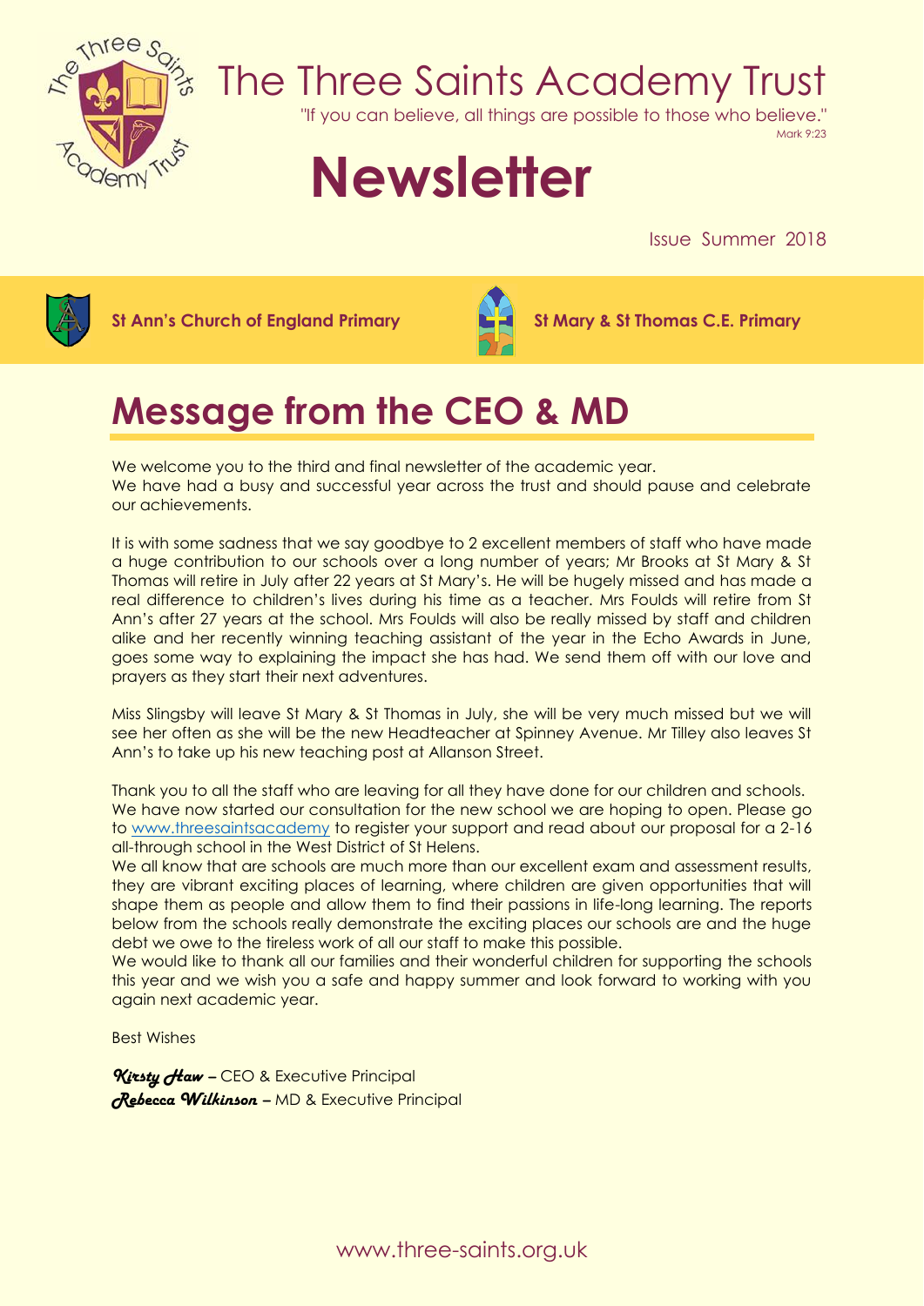# The Three Saints Academy Trust

"If you can believe, all things are possible to those who believe."
Mark 9:23

# Newsletter

Issue Summer 2018

**St Ann's Church of England Primary** **St Mary & St Thomas C.E. Primary**

## Message from the CEO & MD

We welcome you to the third and final newsletter of the academic year.
We have had a busy and successful year across the trust and should pause and celebrate our achievements.

It is with some sadness that we say goodbye to 2 excellent members of staff who have made a huge contribution to our schools over a long number of years; Mr Brooks at St Mary & St Thomas will retire in July after 22 years at St Mary's. He will be hugely missed and has made a real difference to children's lives during his time as a teacher. Mrs Foulds will retire from St Ann's after 27 years at the school. Mrs Foulds will also be really missed by staff and children alike and her recently winning teaching assistant of the year in the Echo Awards in June, goes some way to explaining the impact she has had. We send them off with our love and prayers as they start their next adventures.

Miss Slingsby will leave St Mary & St Thomas in July, she will be very much missed but we will see her often as she will be the new Headteacher at Spinney Avenue. Mr Tilley also leaves St Ann's to take up his new teaching post at Allanson Street.

Thank you to all the staff who are leaving for all they have done for our children and schools.
We have now started our consultation for the new school we are hoping to open. Please go to www.threesaintsacademy to register your support and read about our proposal for a 2-16 all-through school in the West District of St Helens.
We all know that are schools are much more than our excellent exam and assessment results, they are vibrant exciting places of learning, where children are given opportunities that will shape them as people and allow them to find their passions in life-long learning. The reports below from the schools really demonstrate the exciting places our schools are and the huge debt we owe to the tireless work of all our staff to make this possible.
We would like to thank all our families and their wonderful children for supporting the schools this year and we wish you a safe and happy summer and look forward to working with you again next academic year.

Best Wishes

*Kirsty Haw* – CEO & Executive Principal
*Rebecca Wilkinson* – MD & Executive Principal

www.three-saints.org.uk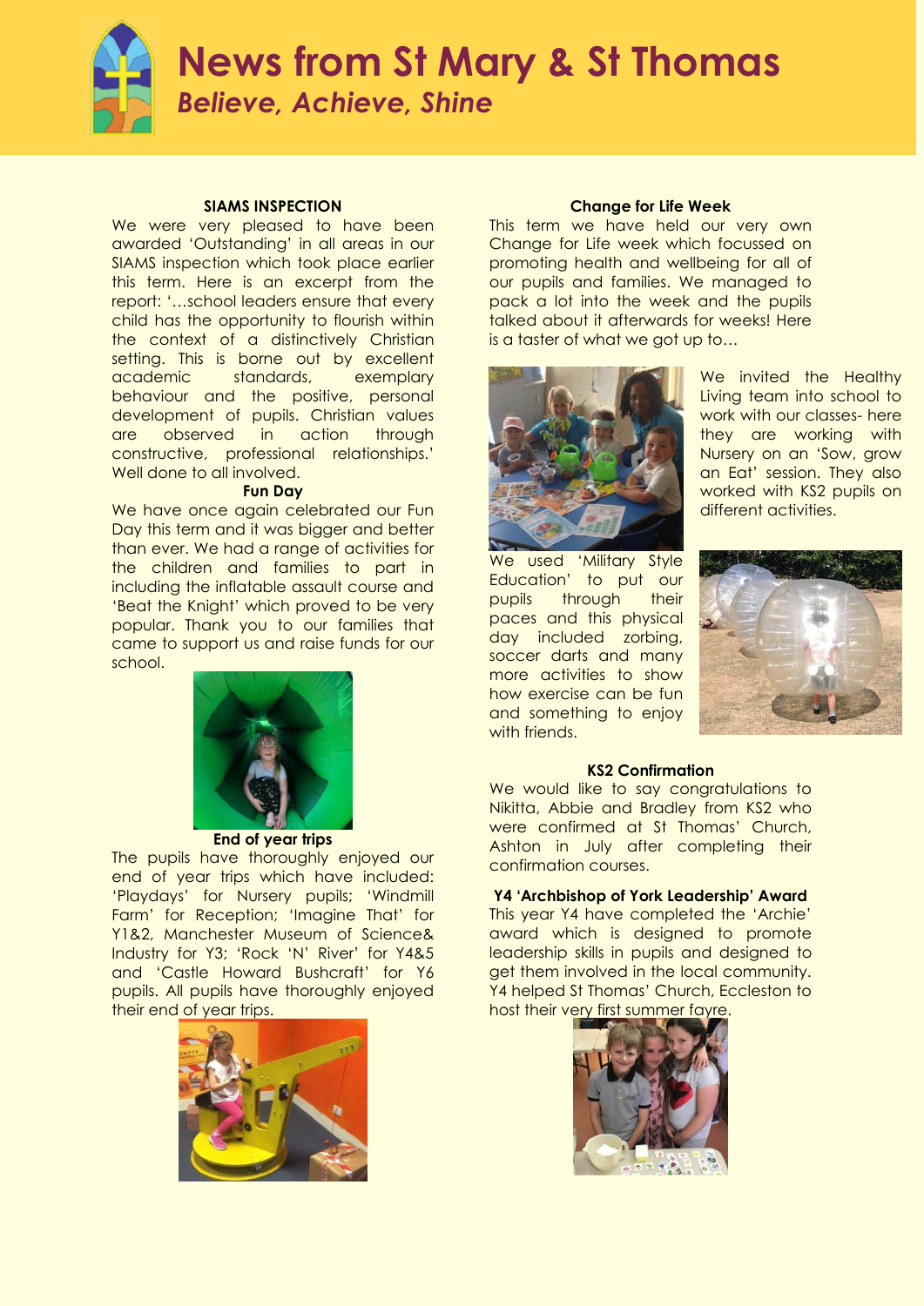# News from St Mary & St Thomas

*Believe, Achieve, Shine*

### SIAMS INSPECTION

We were very pleased to have been awarded 'Outstanding' in all areas in our SIAMS inspection which took place earlier this term. Here is an excerpt from the report: '…school leaders ensure that every child has the opportunity to flourish within the context of a distinctively Christian setting. This is borne out by excellent academic standards, exemplary behaviour and the positive, personal development of pupils. Christian values are observed in action through constructive, professional relationships.' Well done to all involved.

### Fun Day

We have once again celebrated our Fun Day this term and it was bigger and better than ever. We had a range of activities for the children and families to part in including the inflatable assault course and 'Beat the Knight' which proved to be very popular. Thank you to our families that came to support us and raise funds for our school.

### End of year trips

The pupils have thoroughly enjoyed our end of year trips which have included: 'Playdays' for Nursery pupils; 'Windmill Farm' for Reception; 'Imagine That' for Y1&2, Manchester Museum of Science& Industry for Y3; 'Rock 'N' River' for Y4&5 and 'Castle Howard Bushcraft' for Y6 pupils. All pupils have thoroughly enjoyed their end of year trips.

### Change for Life Week

This term we have held our very own Change for Life week which focussed on promoting health and wellbeing for all of our pupils and families. We managed to pack a lot into the week and the pupils talked about it afterwards for weeks! Here is a taster of what we got up to…

We invited the Healthy Living team into school to work with our classes- here they are working with Nursery on an 'Sow, grow an Eat' session. They also worked with KS2 pupils on different activities.

We used 'Military Style Education' to put our pupils through their paces and this physical day included zorbing, soccer darts and many more activities to show how exercise can be fun and something to enjoy with friends.

### KS2 Confirmation

We would like to say congratulations to Nikitta, Abbie and Bradley from KS2 who were confirmed at St Thomas' Church, Ashton in July after completing their confirmation courses.

### Y4 'Archbishop of York Leadership' Award

This year Y4 have completed the 'Archie' award which is designed to promote leadership skills in pupils and designed to get them involved in the local community. Y4 helped St Thomas' Church, Eccleston to host their very first summer fayre.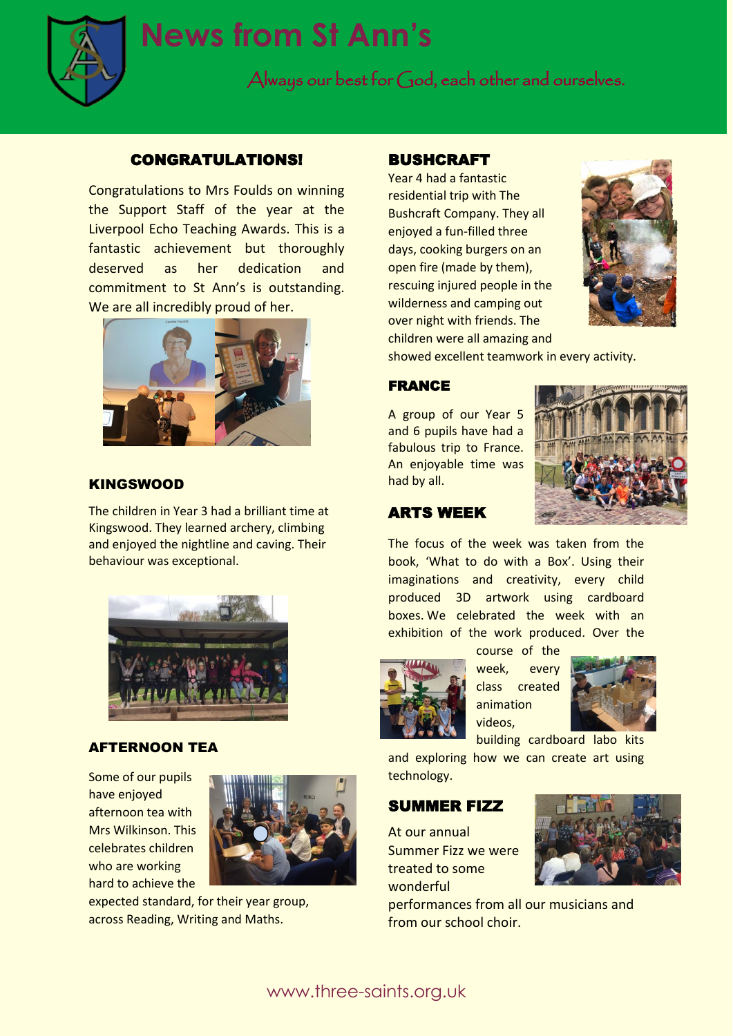# News from St Ann's

*Always our best for God, each other and ourselves.*

## CONGRATULATIONS!

Congratulations to Mrs Foulds on winning the Support Staff of the year at the Liverpool Echo Teaching Awards. This is a fantastic achievement but thoroughly deserved as her dedication and commitment to St Ann's is outstanding. We are all incredibly proud of her.

## KINGSWOOD

The children in Year 3 had a brilliant time at Kingswood. They learned archery, climbing and enjoyed the nightline and caving. Their behaviour was exceptional.

## AFTERNOON TEA

Some of our pupils have enjoyed afternoon tea with Mrs Wilkinson. This celebrates children who are working hard to achieve the expected standard, for their year group, across Reading, Writing and Maths.

## BUSHCRAFT

Year 4 had a fantastic residential trip with The Bushcraft Company. They all enjoyed a fun-filled three days, cooking burgers on an open fire (made by them), rescuing injured people in the wilderness and camping out over night with friends. The children were all amazing and showed excellent teamwork in every activity.

## FRANCE

A group of our Year 5 and 6 pupils have had a fabulous trip to France. An enjoyable time was had by all.

## ARTS WEEK

The focus of the week was taken from the book, 'What to do with a Box'. Using their imaginations and creativity, every child produced 3D artwork using cardboard boxes. We celebrated the week with an exhibition of the work produced. Over the course of the week, every class created animation videos, building cardboard labo kits and exploring how we can create art using technology.

## SUMMER FIZZ

At our annual Summer Fizz we were treated to some wonderful performances from all our musicians and from our school choir.

www.three-saints.org.uk